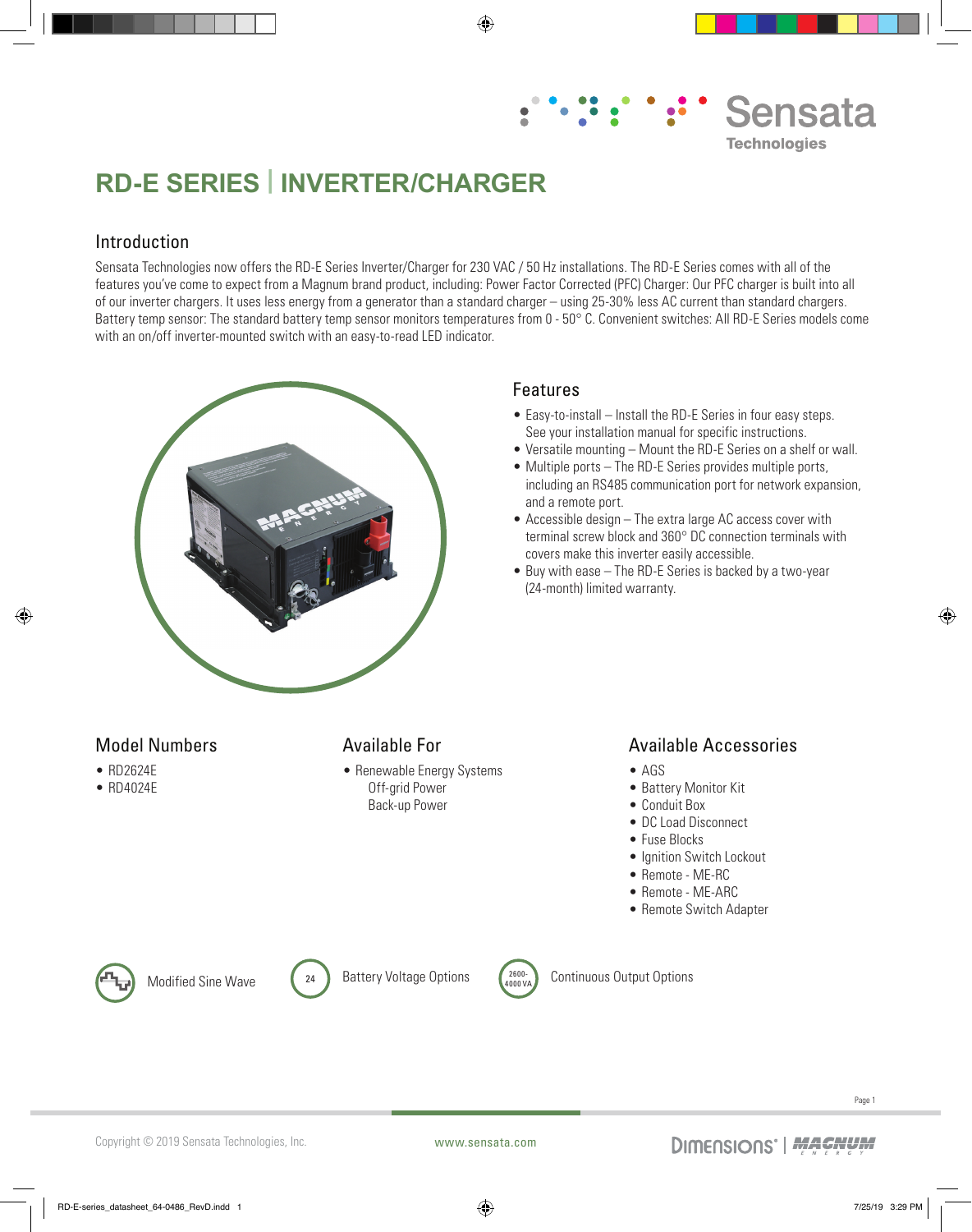# RD-E SERIES | INVERTER/CHARGER

## Introduction

Sensata Technologies now offers the RD-E Series Inverter/Charger for 230 VAC / 50 Hz installations. The RD-E Series comes with all of the features you've come to expect from a Magnum brand product, including: Power Factor Corrected (PFC) Charger: Our PFC charger is built into all of our inverter chargers. It uses less energy from a generator than a standard charger – using 25-30% less AC current than standard chargers. Battery temp sensor: The standard battery temp sensor monitors temperatures from 0 - 50° C. Convenient switches: All RD-E Series models come with an on/off inverter-mounted switch with an easy-to-read LED indicator.

## Features

- Easy-to-install – Install the RD-E Series in four easy steps. See your installation manual for specific instructions.
- Versatile mounting – Mount the RD-E Series on a shelf or wall.
- Multiple ports – The RD-E Series provides multiple ports, including an RS485 communication port for network expansion, and a remote port.
- Accessible design – The extra large AC access cover with terminal screw block and 360° DC connection terminals with covers make this inverter easily accessible.
- Buy with ease – The RD-E Series is backed by a two-year (24-month) limited warranty.

## Model Numbers

- RD2624E
- RD4024E

## Available For

- Renewable Energy Systems
  Off-grid Power
  Back-up Power

## Available Accessories

- AGS
- Battery Monitor Kit
- Conduit Box
- DC Load Disconnect
- Fuse Blocks
- Ignition Switch Lockout
- Remote - ME-RC
- Remote - ME-ARC
- Remote Switch Adapter

Modified Sine Wave

24 — Battery Voltage Options

2600-4000 VA — Continuous Output Options

Copyright © 2019 Sensata Technologies, Inc.    www.sensata.com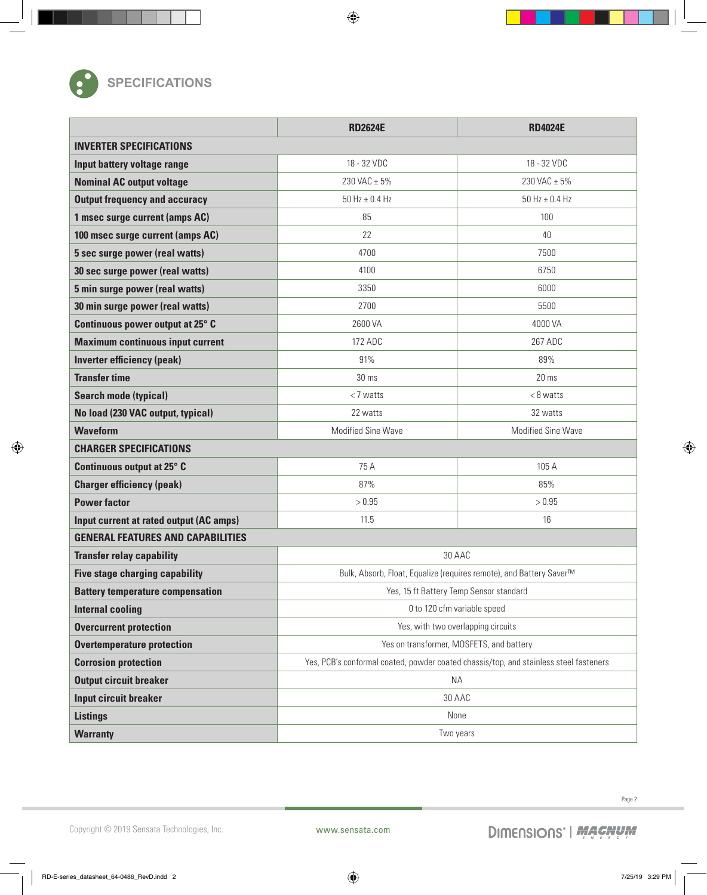## SPECIFICATIONS

| | RD2624E | RD4024E |
|---|---|---|
| **INVERTER SPECIFICATIONS** | | |
| **Input battery voltage range** | 18 - 32 VDC | 18 - 32 VDC |
| **Nominal AC output voltage** | 230 VAC ± 5% | 230 VAC ± 5% |
| **Output frequency and accuracy** | 50 Hz ± 0.4 Hz | 50 Hz ± 0.4 Hz |
| **1 msec surge current (amps AC)** | 85 | 100 |
| **100 msec surge current (amps AC)** | 22 | 40 |
| **5 sec surge power (real watts)** | 4700 | 7500 |
| **30 sec surge power (real watts)** | 4100 | 6750 |
| **5 min surge power (real watts)** | 3350 | 6000 |
| **30 min surge power (real watts)** | 2700 | 5500 |
| **Continuous power output at 25° C** | 2600 VA | 4000 VA |
| **Maximum continuous input current** | 172 ADC | 267 ADC |
| **Inverter efficiency (peak)** | 91% | 89% |
| **Transfer time** | 30 ms | 20 ms |
| **Search mode (typical)** | < 7 watts | < 8 watts |
| **No load (230 VAC output, typical)** | 22 watts | 32 watts |
| **Waveform** | Modified Sine Wave | Modified Sine Wave |
| **CHARGER SPECIFICATIONS** | | |
| **Continuous output at 25° C** | 75 A | 105 A |
| **Charger efficiency (peak)** | 87% | 85% |
| **Power factor** | > 0.95 | > 0.95 |
| **Input current at rated output (AC amps)** | 11.5 | 16 |
| **GENERAL FEATURES AND CAPABILITIES** | | |
| **Transfer relay capability** | 30 AAC | |
| **Five stage charging capability** | Bulk, Absorb, Float, Equalize (requires remote), and Battery Saver™ | |
| **Battery temperature compensation** | Yes, 15 ft Battery Temp Sensor standard | |
| **Internal cooling** | 0 to 120 cfm variable speed | |
| **Overcurrent protection** | Yes, with two overlapping circuits | |
| **Overtemperature protection** | Yes on transformer, MOSFETS, and battery | |
| **Corrosion protection** | Yes, PCB's conformal coated, powder coated chassis/top, and stainless steel fasteners | |
| **Output circuit breaker** | NA | |
| **Input circuit breaker** | 30 AAC | |
| **Listings** | None | |
| **Warranty** | Two years | |

Copyright © 2019 Sensata Technologies, Inc. www.sensata.com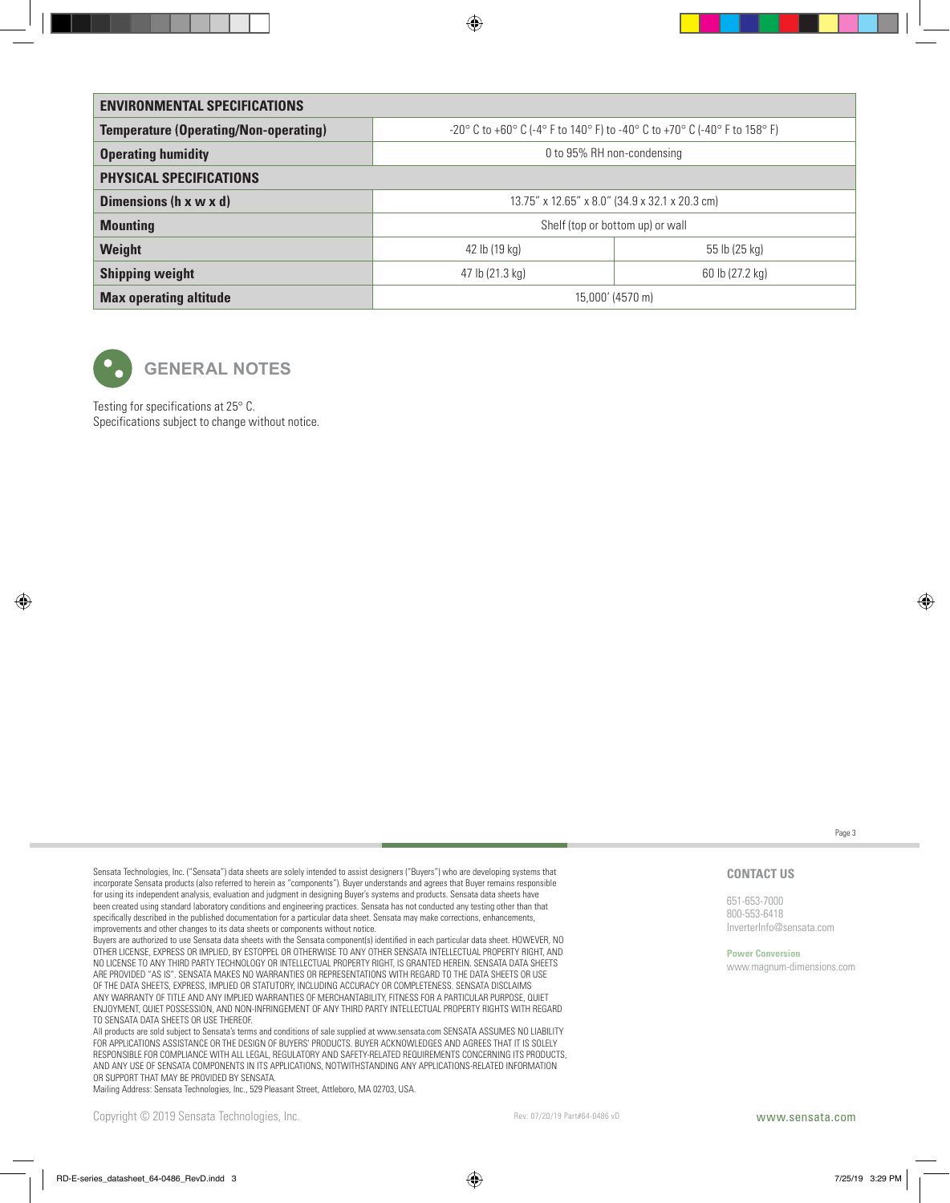| ENVIRONMENTAL SPECIFICATIONS | | |
|---|---|---|
| **Temperature (Operating/Non-operating)** | -20° C to +60° C (-4° F to 140° F) to -40° C to +70° C (-40° F to 158° F) | |
| **Operating humidity** | 0 to 95% RH non-condensing | |
| **PHYSICAL SPECIFICATIONS** | | |
| **Dimensions (h x w x d)** | 13.75" x 12.65" x 8.0" (34.9 x 32.1 x 20.3 cm) | |
| **Mounting** | Shelf (top or bottom up) or wall | |
| **Weight** | 42 lb (19 kg) | 55 lb (25 kg) |
| **Shipping weight** | 47 lb (21.3 kg) | 60 lb (27.2 kg) |
| **Max operating altitude** | 15,000' (4570 m) | |

## GENERAL NOTES

Testing for specifications at 25° C.
Specifications subject to change without notice.

Sensata Technologies, Inc. ("Sensata") data sheets are solely intended to assist designers ("Buyers") who are developing systems that incorporate Sensata products (also referred to herein as "components"). Buyer understands and agrees that Buyer remains responsible for using its independent analysis, evaluation and judgment in designing Buyer's systems and products. Sensata data sheets have been created using standard laboratory conditions and engineering practices. Sensata has not conducted any testing other than that specifically described in the published documentation for a particular data sheet. Sensata may make corrections, enhancements, improvements and other changes to its data sheets or components without notice.
Buyers are authorized to use Sensata data sheets with the Sensata component(s) identified in each particular data sheet. HOWEVER, NO OTHER LICENSE, EXPRESS OR IMPLIED, BY ESTOPPEL OR OTHERWISE TO ANY OTHER SENSATA INTELLECTUAL PROPERTY RIGHT, AND NO LICENSE TO ANY THIRD PARTY TECHNOLOGY OR INTELLECTUAL PROPERTY RIGHT, IS GRANTED HEREIN. SENSATA DATA SHEETS ARE PROVIDED "AS IS". SENSATA MAKES NO WARRANTIES OR REPRESENTATIONS WITH REGARD TO THE DATA SHEETS OR USE OF THE DATA SHEETS, EXPRESS, IMPLIED OR STATUTORY, INCLUDING ACCURACY OR COMPLETENESS. SENSATA DISCLAIMS ANY WARRANTY OF TITLE AND ANY IMPLIED WARRANTIES OF MERCHANTABILITY, FITNESS FOR A PARTICULAR PURPOSE, QUIET ENJOYMENT, QUIET POSSESSION, AND NON-INFRINGEMENT OF ANY THIRD PARTY INTELLECTUAL PROPERTY RIGHTS WITH REGARD TO SENSATA DATA SHEETS OR USE THEREOF.
All products are sold subject to Sensata's terms and conditions of sale supplied at www.sensata.com SENSATA ASSUMES NO LIABILITY FOR APPLICATIONS ASSISTANCE OR THE DESIGN OF BUYERS' PRODUCTS. BUYER ACKNOWLEDGES AND AGREES THAT IT IS SOLELY RESPONSIBLE FOR COMPLIANCE WITH ALL LEGAL, REGULATORY AND SAFETY-RELATED REQUIREMENTS CONCERNING ITS PRODUCTS, AND ANY USE OF SENSATA COMPONENTS IN ITS APPLICATIONS, NOTWITHSTANDING ANY APPLICATIONS-RELATED INFORMATION OR SUPPORT THAT MAY BE PROVIDED BY SENSATA.
Mailing Address: Sensata Technologies, Inc., 529 Pleasant Street, Attleboro, MA 02703, USA.

### CONTACT US

651-653-7000
800-553-6418
InverterInfo@sensata.com

**Power Conversion**
www.magnum-dimensions.com

Copyright © 2019 Sensata Technologies, Inc.

Rev: 07/20/19 Part#64-0486 vD

www.sensata.com